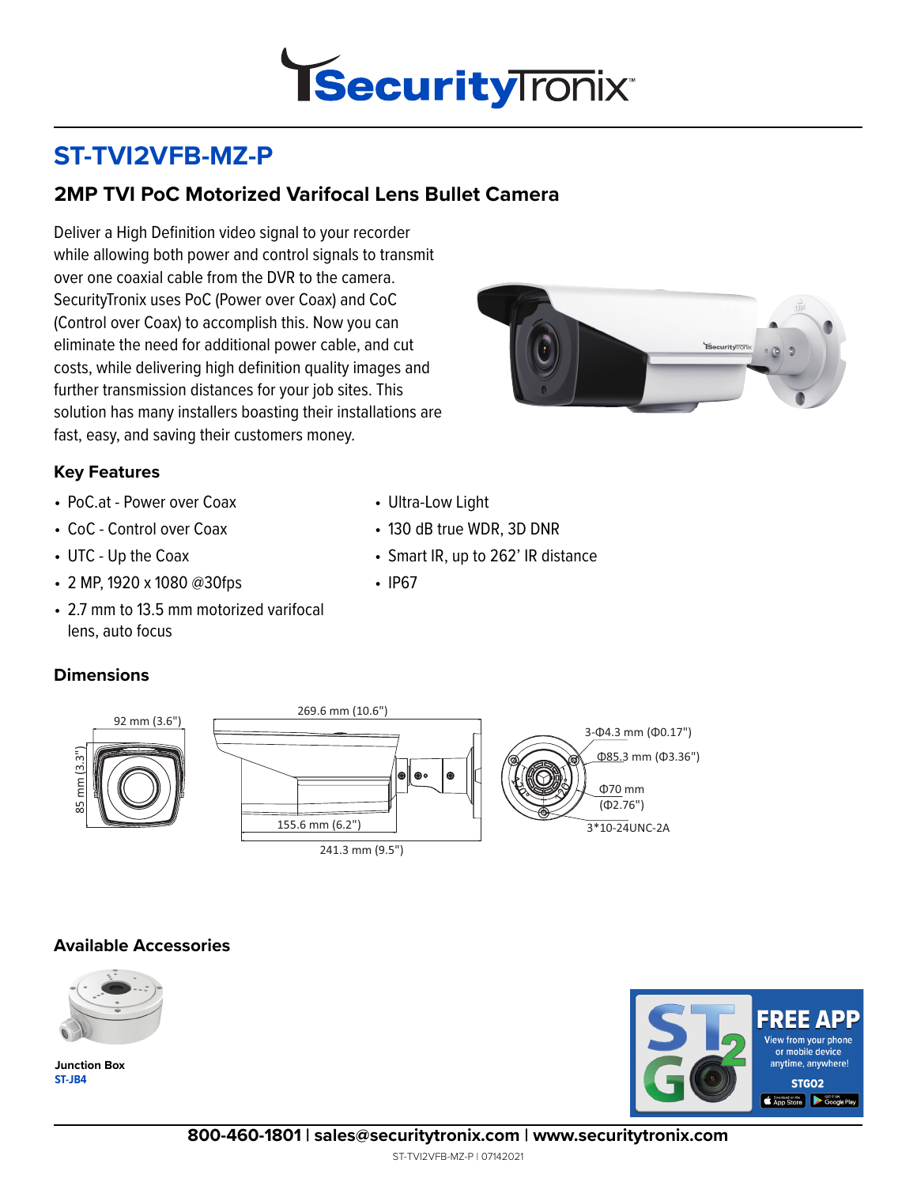# ST-TVI2VFB-MZ-P

## 2MP TVI PoC Motorized Varifocal Lens Bullet Camera

Deliver a High Definition video signal to your recorder while allowing both power and control signals to transmit over one coaxial cable from the DVR to the camera. SecurityTronix uses PoC (Power over Coax) and CoC (Control over Coax) to accomplish this. Now you can eliminate the need for additional power cable, and cut costs, while delivering high definition quality images and further transmission distances for your job sites. This solution has many installers boasting their installations are fast, easy, and saving their customers money.

### Key Features

- PoC.at - Power over Coax
- CoC - Control over Coax
- UTC - Up the Coax
- 2 MP, 1920 x 1080 @30fps
- 2.7 mm to 13.5 mm motorized varifocal lens, auto focus
- Ultra-Low Light
- 130 dB true WDR, 3D DNR
- Smart IR, up to 262' IR distance
- IP67

### Dimensions

92 mm (3.6")
85 mm (3.3")
269.6 mm (10.6")
155.6 mm (6.2")
241.3 mm (9.5")
3-Φ4.3 mm (Φ0.17")
Φ85.3 mm (Φ3.36")
Φ70 mm (Φ2.76")
3*10-24UNC-2A

### Available Accessories

**Junction Box**
**ST-JB4**

FREE APP
View from your phone or mobile device anytime, anywhere!
STGO2

**800-460-1801 | sales@securitytronix.com | www.securitytronix.com**

ST-TVI2VFB-MZ-P | 07142021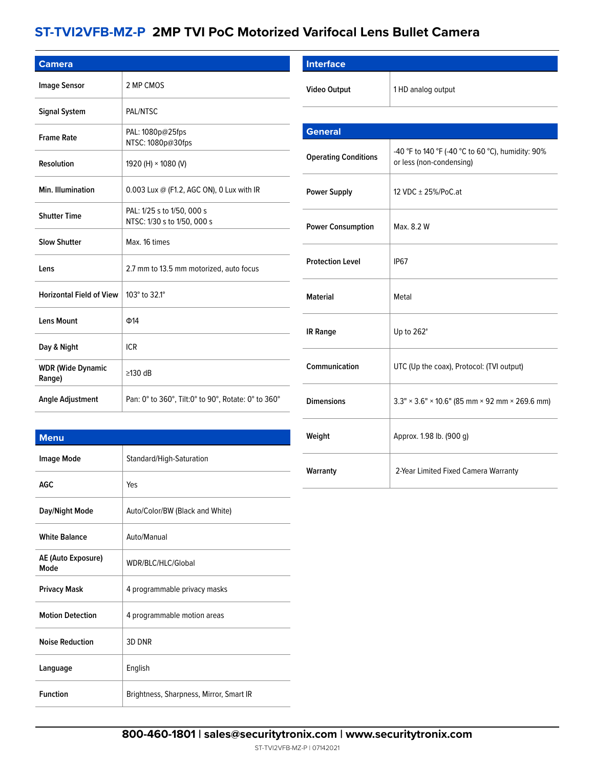# ST-TVI2VFB-MZ-P 2MP TVI PoC Motorized Varifocal Lens Bullet Camera

## Camera

| | |
|---|---|
| Image Sensor | 2 MP CMOS |
| Signal System | PAL/NTSC |
| Frame Rate | PAL: 1080p@25fps<br>NTSC: 1080p@30fps |
| Resolution | 1920 (H) × 1080 (V) |
| Min. Illumination | 0.003 Lux @ (F1.2, AGC ON), 0 Lux with IR |
| Shutter Time | PAL: 1/25 s to 1/50, 000 s<br>NTSC: 1/30 s to 1/50, 000 s |
| Slow Shutter | Max. 16 times |
| Lens | 2.7 mm to 13.5 mm motorized, auto focus |
| Horizontal Field of View | 103° to 32.1° |
| Lens Mount | Φ14 |
| Day & Night | ICR |
| WDR (Wide Dynamic Range) | ≥130 dB |
| Angle Adjustment | Pan: 0° to 360°, Tilt:0° to 90°, Rotate: 0° to 360° |

## Menu

| | |
|---|---|
| Image Mode | Standard/High-Saturation |
| AGC | Yes |
| Day/Night Mode | Auto/Color/BW (Black and White) |
| White Balance | Auto/Manual |
| AE (Auto Exposure) Mode | WDR/BLC/HLC/Global |
| Privacy Mask | 4 programmable privacy masks |
| Motion Detection | 4 programmable motion areas |
| Noise Reduction | 3D DNR |
| Language | English |
| Function | Brightness, Sharpness, Mirror, Smart IR |

## Interface

| | |
|---|---|
| Video Output | 1 HD analog output |

## General

| | |
|---|---|
| Operating Conditions | -40 °F to 140 °F (-40 °C to 60 °C), humidity: 90% or less (non-condensing) |
| Power Supply | 12 VDC ± 25%/PoC.at |
| Power Consumption | Max. 8.2 W |
| Protection Level | IP67 |
| Material | Metal |
| IR Range | Up to 262' |
| Communication | UTC (Up the coax), Protocol: (TVI output) |
| Dimensions | 3.3" × 3.6" × 10.6" (85 mm × 92 mm × 269.6 mm) |
| Weight | Approx. 1.98 lb. (900 g) |
| Warranty | 2-Year Limited Fixed Camera Warranty |

**800-460-1801 | sales@securitytronix.com | www.securitytronix.com**

ST-TVI2VFB-MZ-P | 07142021